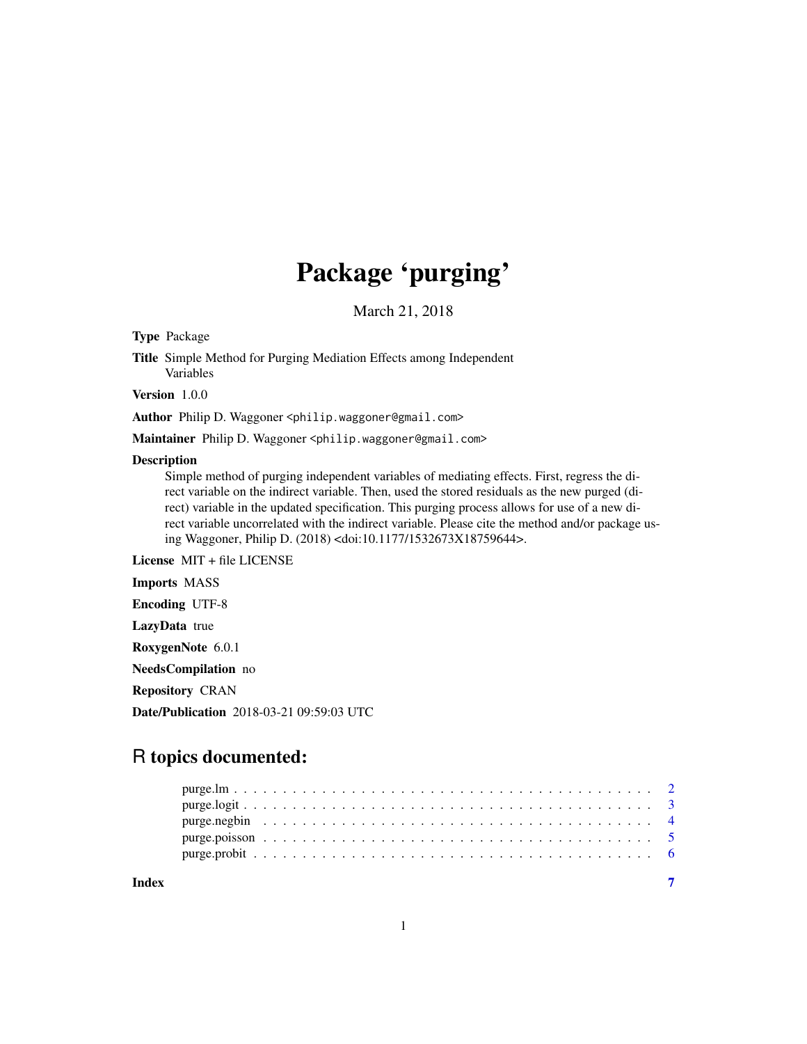# Package 'purging'

March 21, 2018

**Type** Package

**Title** Simple Method for Purging Mediation Effects among Independent Variables

**Version** 1.0.0

**Author** Philip D. Waggoner <philip.waggoner@gmail.com>

**Maintainer** Philip D. Waggoner <philip.waggoner@gmail.com>

**Description** Simple method of purging independent variables of mediating effects. First, regress the direct variable on the indirect variable. Then, used the stored residuals as the new purged (direct) variable in the updated specification. This purging process allows for use of a new direct variable uncorrelated with the indirect variable. Please cite the method and/or package using Waggoner, Philip D. (2018) <doi:10.1177/1532673X18759644>.

**License** MIT + file LICENSE

**Imports** MASS

**Encoding** UTF-8

**LazyData** true

**RoxygenNote** 6.0.1

**NeedsCompilation** no

**Repository** CRAN

**Date/Publication** 2018-03-21 09:59:03 UTC

## R topics documented:

- purge.lm . . . . . . . . . . . . . . . . . . . . . . . . . . . . . . . . . . . . . . . . . 2
- purge.logit . . . . . . . . . . . . . . . . . . . . . . . . . . . . . . . . . . . . . . . . 3
- purge.negbin . . . . . . . . . . . . . . . . . . . . . . . . . . . . . . . . . . . . . . . 4
- purge.poisson . . . . . . . . . . . . . . . . . . . . . . . . . . . . . . . . . . . . . . 5
- purge.probit . . . . . . . . . . . . . . . . . . . . . . . . . . . . . . . . . . . . . . . 6

**Index** 7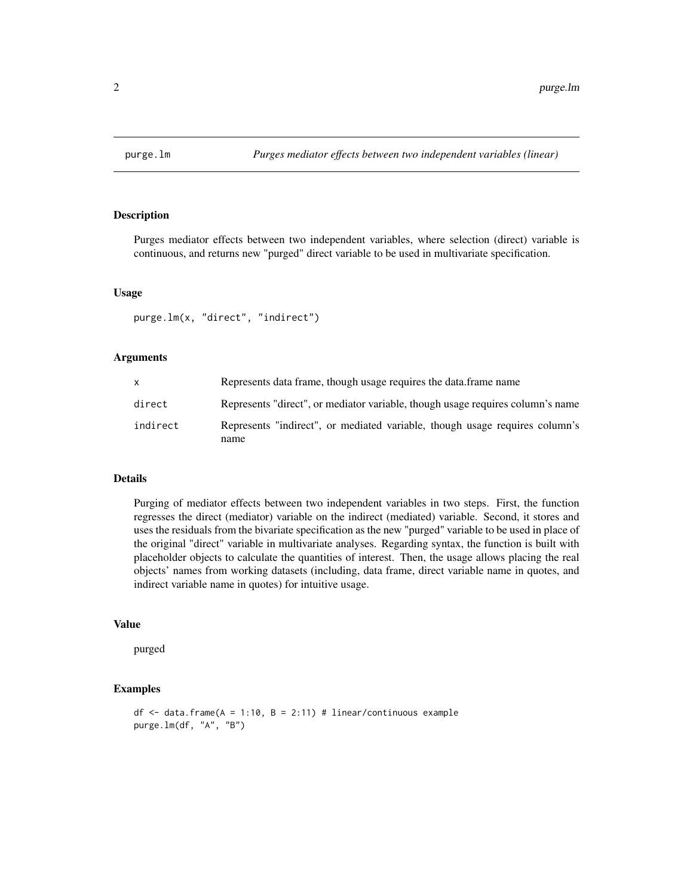# purge.lm — *Purges mediator effects between two independent variables (linear)*

## Description

Purges mediator effects between two independent variables, where selection (direct) variable is continuous, and returns new "purged" direct variable to be used in multivariate specification.

## Usage

```
purge.lm(x, "direct", "indirect")
```

## Arguments

| | |
|---|---|
| `x` | Represents data frame, though usage requires the data.frame name |
| `direct` | Represents "direct", or mediator variable, though usage requires column's name |
| `indirect` | Represents "indirect", or mediated variable, though usage requires column's name |

## Details

Purging of mediator effects between two independent variables in two steps. First, the function regresses the direct (mediator) variable on the indirect (mediated) variable. Second, it stores and uses the residuals from the bivariate specification as the new "purged" variable to be used in place of the original "direct" variable in multivariate analyses. Regarding syntax, the function is built with placeholder objects to calculate the quantities of interest. Then, the usage allows placing the real objects' names from working datasets (including, data frame, direct variable name in quotes, and indirect variable name in quotes) for intuitive usage.

## Value

purged

## Examples

```
df <- data.frame(A = 1:10, B = 2:11) # linear/continuous example
purge.lm(df, "A", "B")
```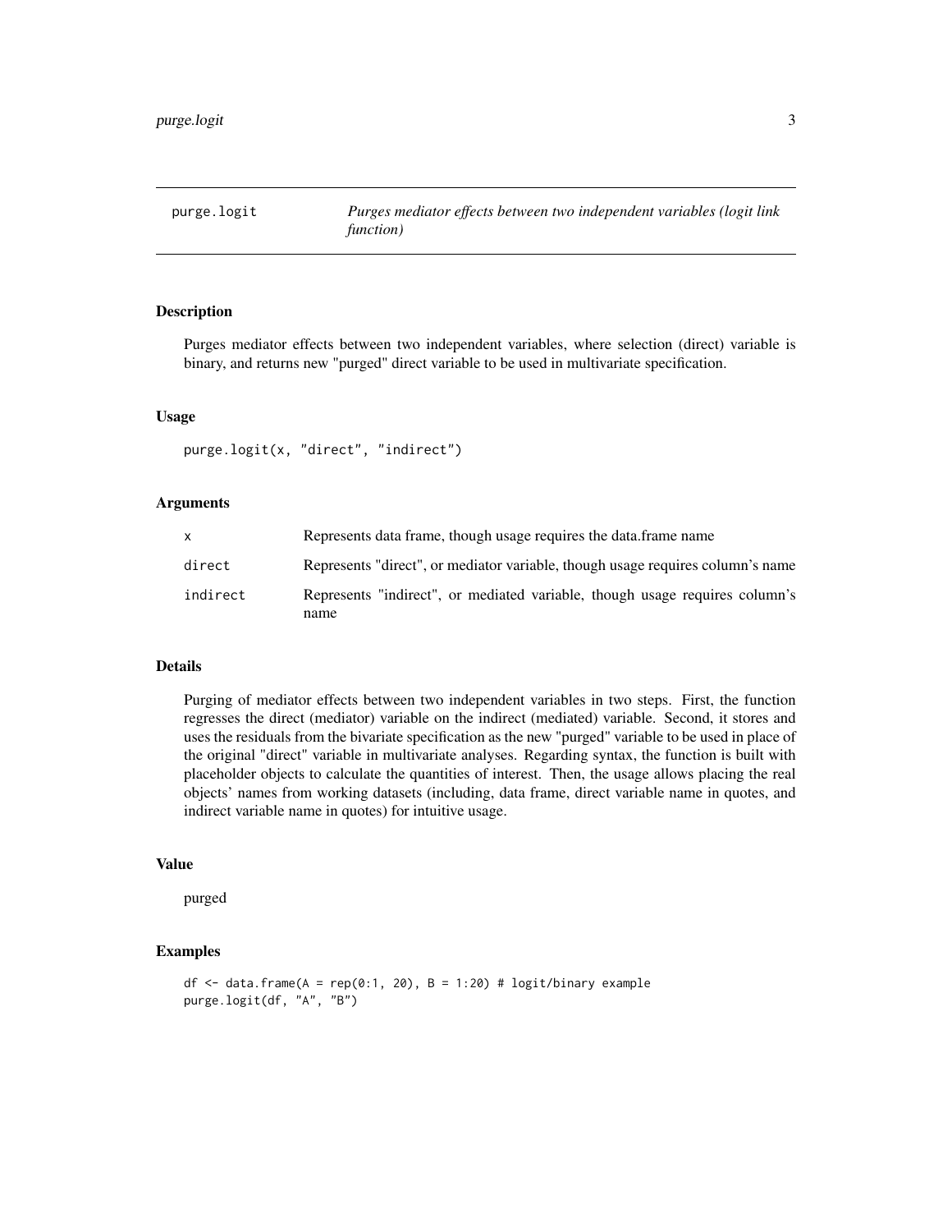purge.logit — *Purges mediator effects between two independent variables (logit link function)*

## Description

Purges mediator effects between two independent variables, where selection (direct) variable is binary, and returns new "purged" direct variable to be used in multivariate specification.

## Usage

```
purge.logit(x, "direct", "indirect")
```

## Arguments

| | |
|---|---|
| x | Represents data frame, though usage requires the data.frame name |
| direct | Represents "direct", or mediator variable, though usage requires column's name |
| indirect | Represents "indirect", or mediated variable, though usage requires column's name |

## Details

Purging of mediator effects between two independent variables in two steps. First, the function regresses the direct (mediator) variable on the indirect (mediated) variable. Second, it stores and uses the residuals from the bivariate specification as the new "purged" variable to be used in place of the original "direct" variable in multivariate analyses. Regarding syntax, the function is built with placeholder objects to calculate the quantities of interest. Then, the usage allows placing the real objects' names from working datasets (including, data frame, direct variable name in quotes, and indirect variable name in quotes) for intuitive usage.

## Value

purged

## Examples

```
df <- data.frame(A = rep(0:1, 20), B = 1:20) # logit/binary example
purge.logit(df, "A", "B")
```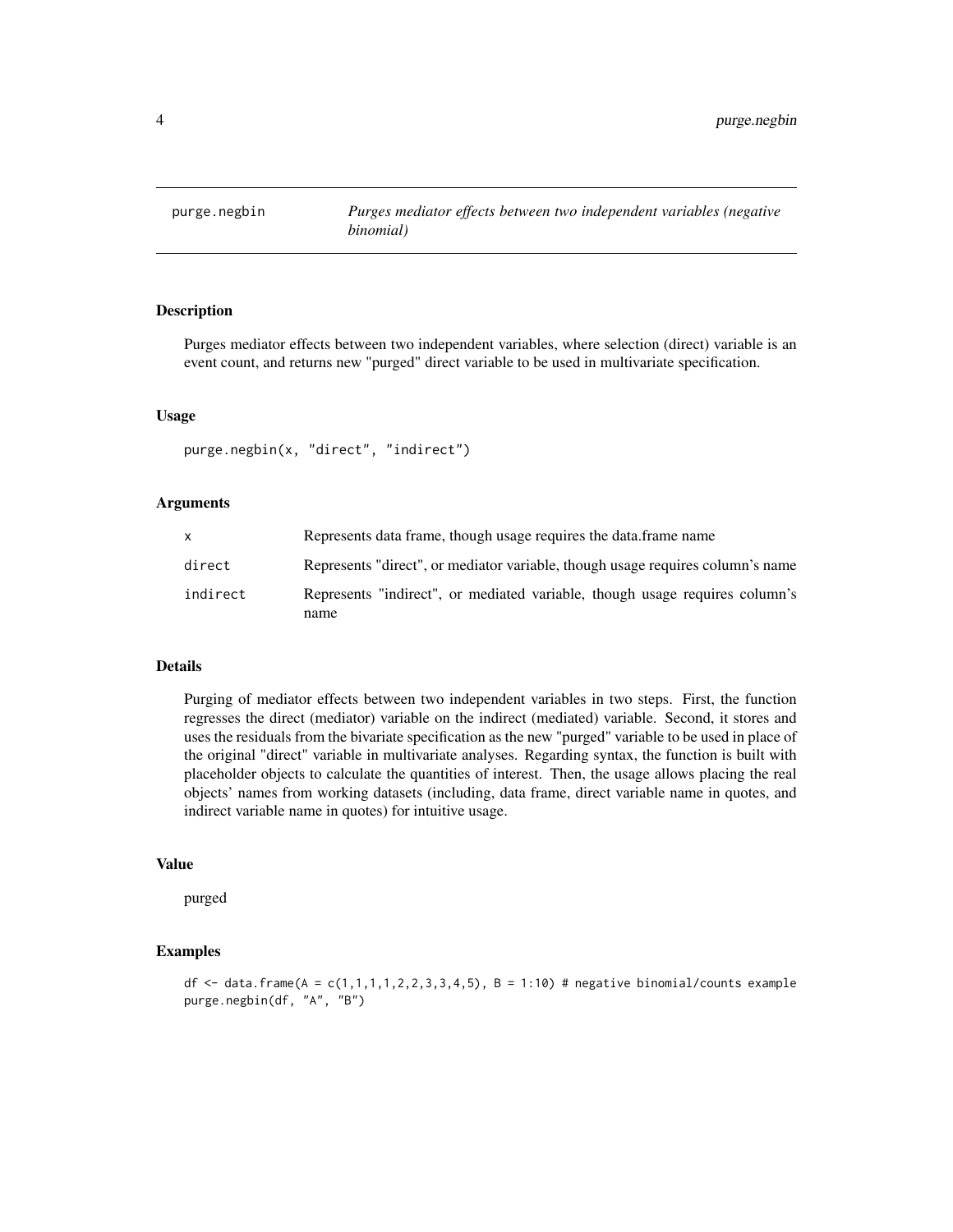# purge.negbin — *Purges mediator effects between two independent variables (negative binomial)*

## Description

Purges mediator effects between two independent variables, where selection (direct) variable is an event count, and returns new "purged" direct variable to be used in multivariate specification.

## Usage

```
purge.negbin(x, "direct", "indirect")
```

## Arguments

| | |
|---|---|
| `x` | Represents data frame, though usage requires the data.frame name |
| `direct` | Represents "direct", or mediator variable, though usage requires column's name |
| `indirect` | Represents "indirect", or mediated variable, though usage requires column's name |

## Details

Purging of mediator effects between two independent variables in two steps. First, the function regresses the direct (mediator) variable on the indirect (mediated) variable. Second, it stores and uses the residuals from the bivariate specification as the new "purged" variable to be used in place of the original "direct" variable in multivariate analyses. Regarding syntax, the function is built with placeholder objects to calculate the quantities of interest. Then, the usage allows placing the real objects' names from working datasets (including, data frame, direct variable name in quotes, and indirect variable name in quotes) for intuitive usage.

## Value

purged

## Examples

```
df <- data.frame(A = c(1,1,1,1,2,2,3,3,4,5), B = 1:10) # negative binomial/counts example
purge.negbin(df, "A", "B")
```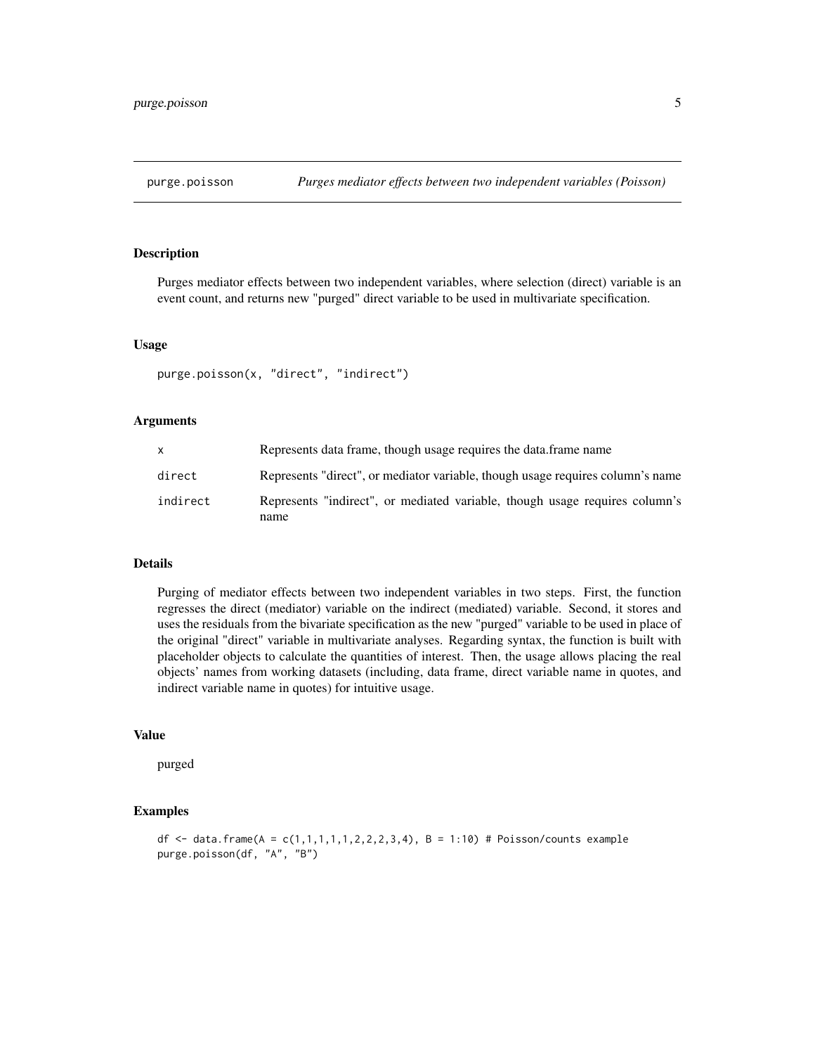# purge.poisson — *Purges mediator effects between two independent variables (Poisson)*

## Description

Purges mediator effects between two independent variables, where selection (direct) variable is an event count, and returns new "purged" direct variable to be used in multivariate specification.

## Usage

```
purge.poisson(x, "direct", "indirect")
```

## Arguments

| | |
|---|---|
| `x` | Represents data frame, though usage requires the data.frame name |
| `direct` | Represents "direct", or mediator variable, though usage requires column's name |
| `indirect` | Represents "indirect", or mediated variable, though usage requires column's name |

## Details

Purging of mediator effects between two independent variables in two steps. First, the function regresses the direct (mediator) variable on the indirect (mediated) variable. Second, it stores and uses the residuals from the bivariate specification as the new "purged" variable to be used in place of the original "direct" variable in multivariate analyses. Regarding syntax, the function is built with placeholder objects to calculate the quantities of interest. Then, the usage allows placing the real objects' names from working datasets (including, data frame, direct variable name in quotes, and indirect variable name in quotes) for intuitive usage.

## Value

purged

## Examples

```
df <- data.frame(A = c(1,1,1,1,1,2,2,2,3,4), B = 1:10) # Poisson/counts example
purge.poisson(df, "A", "B")
```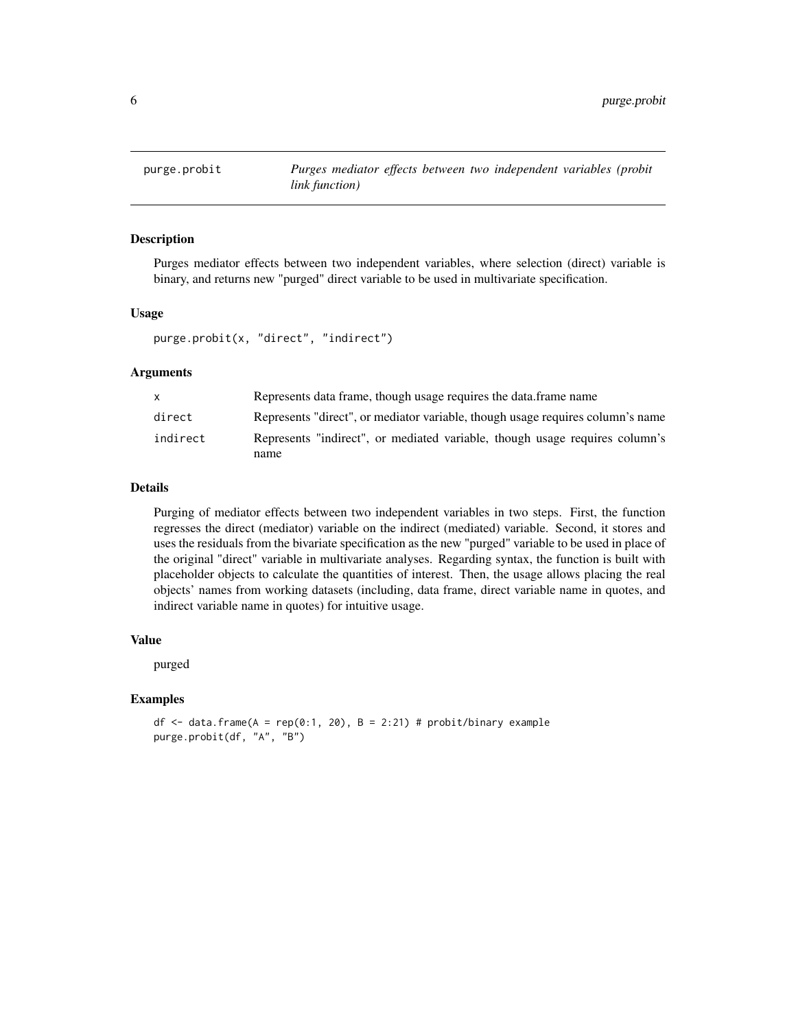## purge.probit — *Purges mediator effects between two independent variables (probit link function)*

### Description

Purges mediator effects between two independent variables, where selection (direct) variable is binary, and returns new "purged" direct variable to be used in multivariate specification.

### Usage

```
purge.probit(x, "direct", "indirect")
```

### Arguments

| | |
|---|---|
| x | Represents data frame, though usage requires the data.frame name |
| direct | Represents "direct", or mediator variable, though usage requires column's name |
| indirect | Represents "indirect", or mediated variable, though usage requires column's name |

### Details

Purging of mediator effects between two independent variables in two steps. First, the function regresses the direct (mediator) variable on the indirect (mediated) variable. Second, it stores and uses the residuals from the bivariate specification as the new "purged" variable to be used in place of the original "direct" variable in multivariate analyses. Regarding syntax, the function is built with placeholder objects to calculate the quantities of interest. Then, the usage allows placing the real objects' names from working datasets (including, data frame, direct variable name in quotes, and indirect variable name in quotes) for intuitive usage.

### Value

purged

### Examples

```
df <- data.frame(A = rep(0:1, 20), B = 2:21) # probit/binary example
purge.probit(df, "A", "B")
```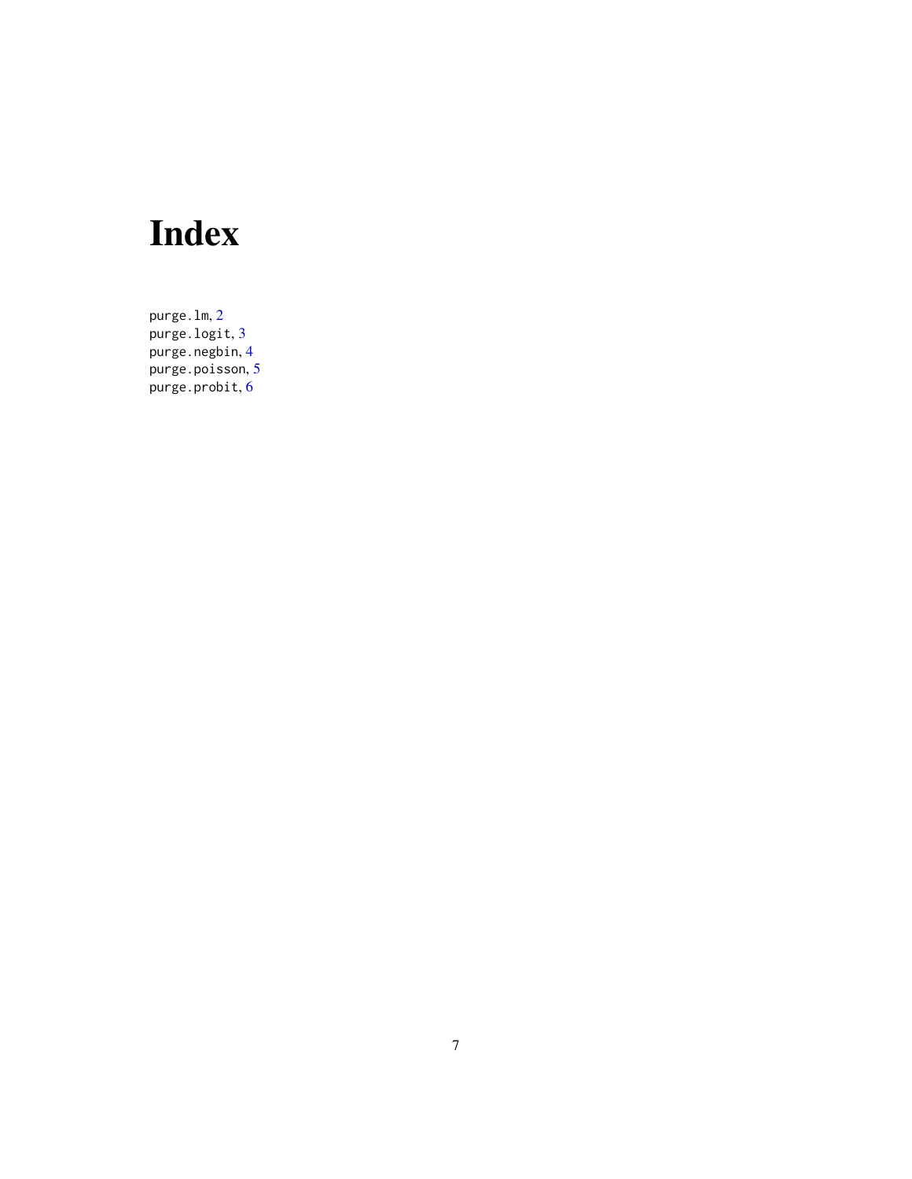# Index

purge.lm, 2
purge.logit, 3
purge.negbin, 4
purge.poisson, 5
purge.probit, 6